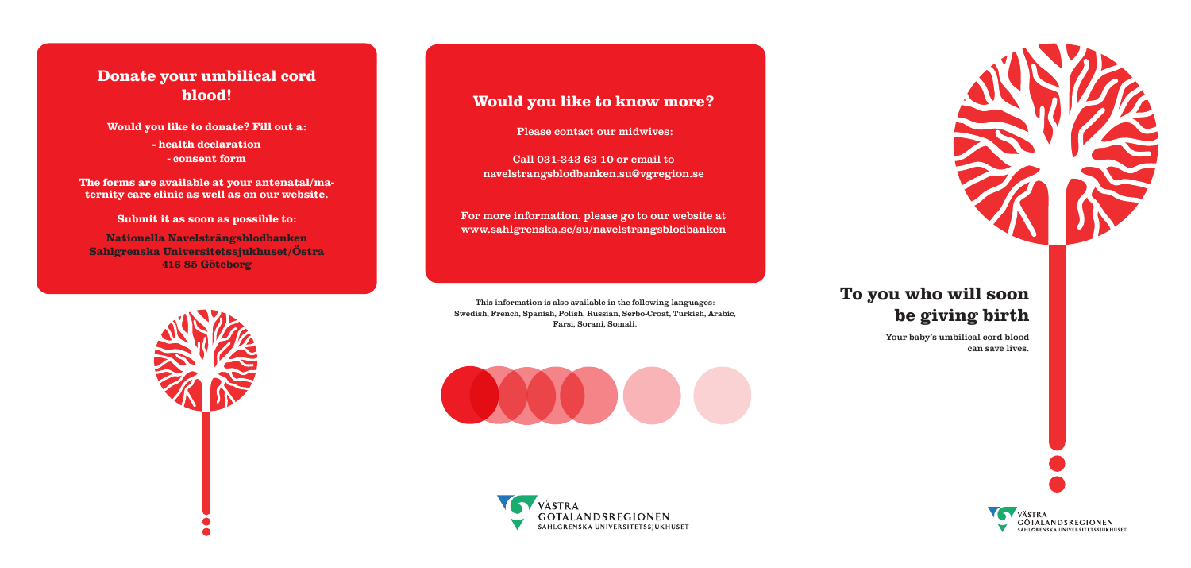## Donate your umbilical cord blood!

**Would you like to donate? Fill out a:**

**- health declaration**
**- consent form**

**The forms are available at your antenatal/maternity care clinic as well as on our website.**

**Submit it as soon as possible to:**

**Nationella Navelsträngsblodbanken**
**Sahlgrenska Universitetssjukhuset/Östra**
**416 85 Göteborg**

## Would you like to know more?

Please contact our midwives:

Call 031-343 63 10 or email to navelstrangsblodbanken.su@vgregion.se

For more information, please go to our website at www.sahlgrenska.se/su/navelstrangsblodbanken

This information is also available in the following languages: Swedish, French, Spanish, Polish, Russian, Serbo-Croat, Turkish, Arabic, Farsi, Sorani, Somali.

VÄSTRA GÖTALANDSREGIONEN
SAHLGRENSKA UNIVERSITETSSJUKHUSET

# To you who will soon be giving birth

Your baby's umbilical cord blood can save lives.

VÄSTRA GÖTALANDSREGIONEN
SAHLGRENSKA UNIVERSITETSSJUKHUSET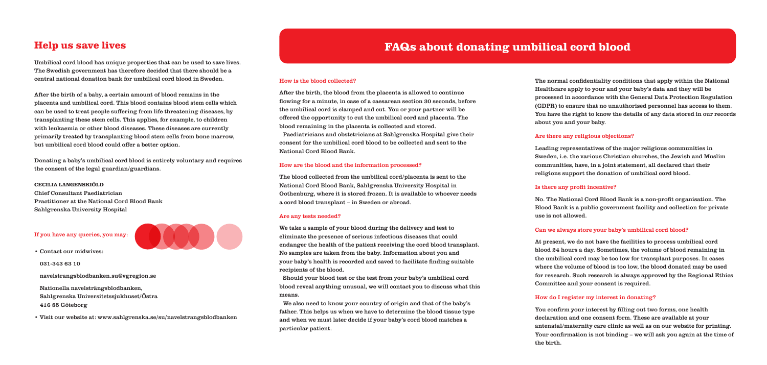## Help us save lives

Umbilical cord blood has unique properties that can be used to save lives. The Swedish government has therefore decided that there should be a central national donation bank for umbilical cord blood in Sweden.

After the birth of a baby, a certain amount of blood remains in the placenta and umbilical cord. This blood contains blood stem cells which can be used to treat people suffering from life threatening diseases, by transplanting these stem cells. This applies, for example, to children with leukaemia or other blood diseases. These diseases are currently primarily treated by transplanting blood stem cells from bone marrow, but umbilical cord blood could offer a better option.

Donating a baby's umbilical cord blood is entirely voluntary and requires the consent of the legal guardian/guardians.

**CECILIA LANGENSKIÖLD**
Chief Consultant Paediatrician
Practitioner at the National Cord Blood Bank
Sahlgrenska University Hospital

#### If you have any queries, you may:

- Contact our midwives:

  031-343 63 10

  navelstrangsblodbanken.su@vgregion.se

  Nationella navelsträngsblodbanken,
  Sahlgrenska Universitetssjukhuset/Östra
  416 85 Göteborg

- Visit our website at: www.sahlgrenska.se/su/navelstrangsblodbanken

## FAQs about donating umbilical cord blood

#### How is the blood collected?

After the birth, the blood from the placenta is allowed to continue flowing for a minute, in case of a caesarean section 30 seconds, before the umbilical cord is clamped and cut. You or your partner will be offered the opportunity to cut the umbilical cord and placenta. The blood remaining in the placenta is collected and stored.

Paediatricians and obstetricians at Sahlgrenska Hospital give their consent for the umbilical cord blood to be collected and sent to the National Cord Blood Bank.

#### How are the blood and the information processed?

The blood collected from the umbilical cord/placenta is sent to the National Cord Blood Bank, Sahlgrenska University Hospital in Gothenburg, where it is stored frozen. It is available to whoever needs a cord blood transplant – in Sweden or abroad.

#### Are any tests needed?

We take a sample of your blood during the delivery and test to eliminate the presence of serious infectious diseases that could endanger the health of the patient receiving the cord blood transplant. No samples are taken from the baby. Information about you and your baby's health is recorded and saved to facilitate finding suitable recipients of the blood.

Should your blood test or the test from your baby's umbilical cord blood reveal anything unusual, we will contact you to discuss what this means.

We also need to know your country of origin and that of the baby's father. This helps us when we have to determine the blood tissue type and when we must later decide if your baby's cord blood matches a particular patient.

The normal confidentiality conditions that apply within the National Healthcare apply to your and your baby's data and they will be processed in accordance with the General Data Protection Regulation (GDPR) to ensure that no unauthorised personnel has access to them. You have the right to know the details of any data stored in our records about you and your baby.

#### Are there any religious objections?

Leading representatives of the major religious communities in Sweden, i.e. the various Christian churches, the Jewish and Muslim communities, have, in a joint statement, all declared that their religions support the donation of umbilical cord blood.

#### Is there any profit incentive?

No. The National Cord Blood Bank is a non-profit organisation. The Blood Bank is a public government facility and collection for private use is not allowed.

#### Can we always store your baby's umbilical cord blood?

At present, we do not have the facilities to process umbilical cord blood 24 hours a day. Sometimes, the volume of blood remaining in the umbilical cord may be too low for transplant purposes. In cases where the volume of blood is too low, the blood donated may be used for research. Such research is always approved by the Regional Ethics Committee and your consent is required.

#### How do I register my interest in donating?

You confirm your interest by filling out two forms, one health declaration and one consent form. These are available at your antenatal/maternity care clinic as well as on our website for printing. Your confirmation is not binding – we will ask you again at the time of the birth.